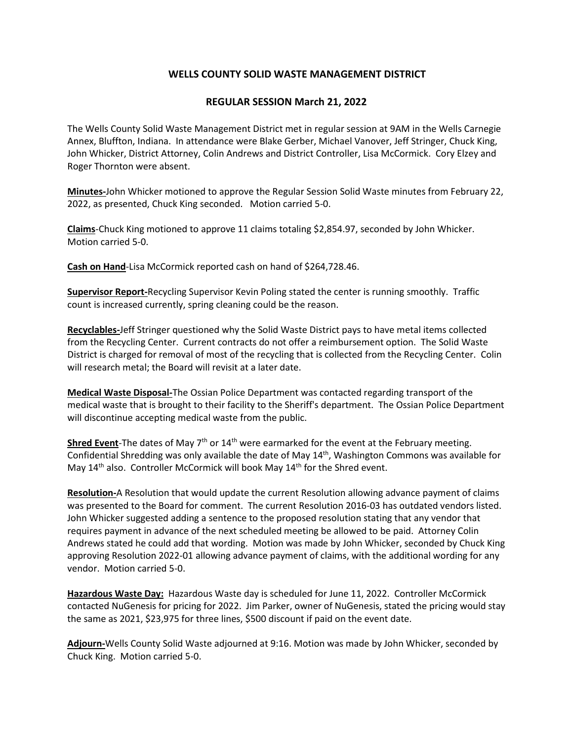# WELLS COUNTY SOLID WASTE MANAGEMENT DISTRICT

## REGULAR SESSION March 21, 2022

The Wells County Solid Waste Management District met in regular session at 9AM in the Wells Carnegie Annex, Bluffton, Indiana. In attendance were Blake Gerber, Michael Vanover, Jeff Stringer, Chuck King, John Whicker, District Attorney, Colin Andrews and District Controller, Lisa McCormick. Cory Elzey and Roger Thornton were absent.

**Minutes-**John Whicker motioned to approve the Regular Session Solid Waste minutes from February 22, 2022, as presented, Chuck King seconded. Motion carried 5-0.

**Claims**-Chuck King motioned to approve 11 claims totaling $2,854.97, seconded by John Whicker. Motion carried 5-0.

**Cash on Hand**-Lisa McCormick reported cash on hand of $264,728.46.

**Supervisor Report-**Recycling Supervisor Kevin Poling stated the center is running smoothly. Traffic count is increased currently, spring cleaning could be the reason.

**Recyclables-**Jeff Stringer questioned why the Solid Waste District pays to have metal items collected from the Recycling Center. Current contracts do not offer a reimbursement option. The Solid Waste District is charged for removal of most of the recycling that is collected from the Recycling Center. Colin will research metal; the Board will revisit at a later date.

**Medical Waste Disposal-**The Ossian Police Department was contacted regarding transport of the medical waste that is brought to their facility to the Sheriff's department. The Ossian Police Department will discontinue accepting medical waste from the public.

**Shred Event**-The dates of May 7th or 14th were earmarked for the event at the February meeting. Confidential Shredding was only available the date of May 14th, Washington Commons was available for May 14th also. Controller McCormick will book May 14th for the Shred event.

**Resolution-**A Resolution that would update the current Resolution allowing advance payment of claims was presented to the Board for comment. The current Resolution 2016-03 has outdated vendors listed. John Whicker suggested adding a sentence to the proposed resolution stating that any vendor that requires payment in advance of the next scheduled meeting be allowed to be paid. Attorney Colin Andrews stated he could add that wording. Motion was made by John Whicker, seconded by Chuck King approving Resolution 2022-01 allowing advance payment of claims, with the additional wording for any vendor. Motion carried 5-0.

**Hazardous Waste Day:** Hazardous Waste day is scheduled for June 11, 2022. Controller McCormick contacted NuGenesis for pricing for 2022. Jim Parker, owner of NuGenesis, stated the pricing would stay the same as 2021, $23,975 for three lines, $500 discount if paid on the event date.

**Adjourn-**Wells County Solid Waste adjourned at 9:16. Motion was made by John Whicker, seconded by Chuck King. Motion carried 5-0.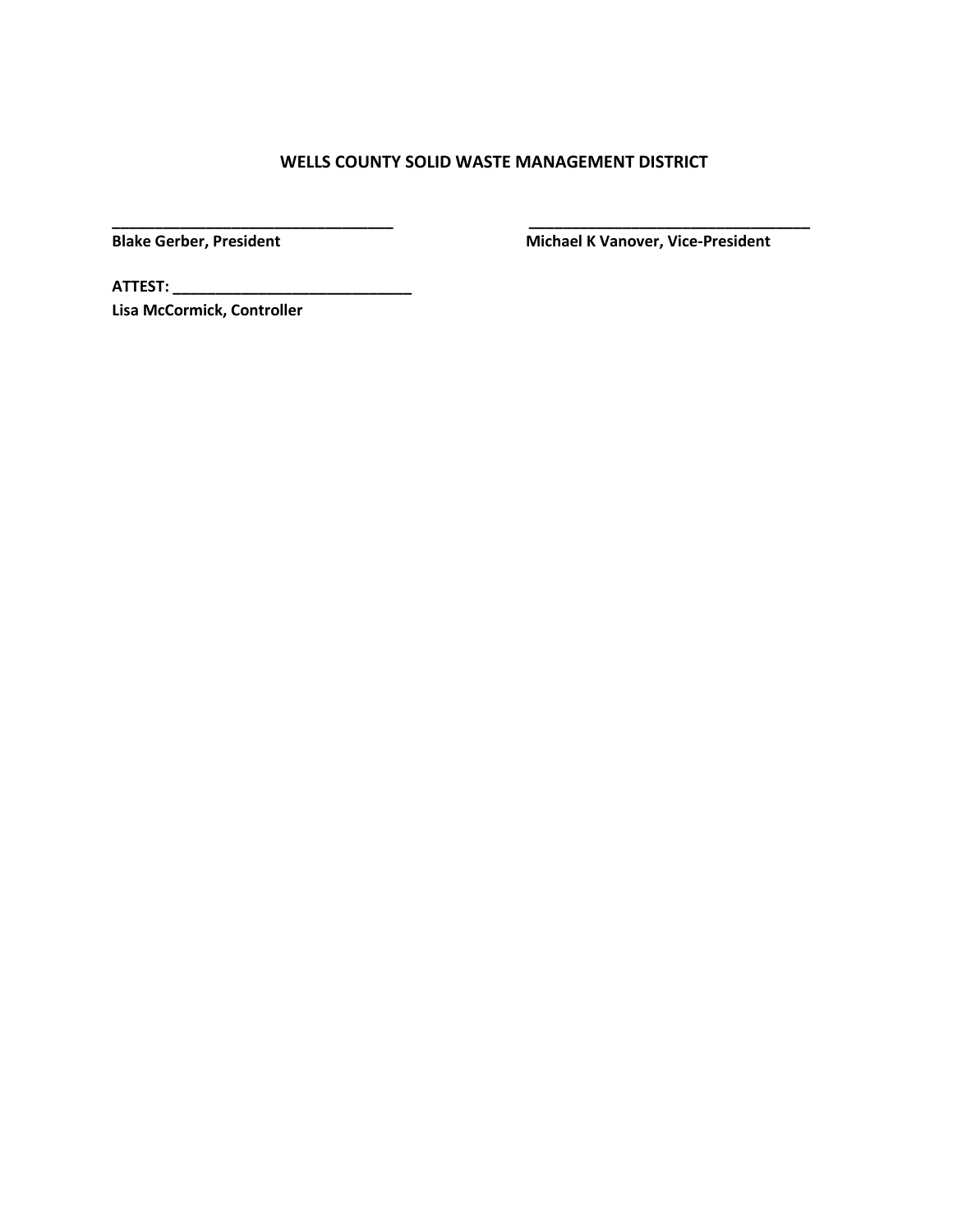**WELLS COUNTY SOLID WASTE MANAGEMENT DISTRICT**

**__________________________________**
**Blake Gerber, President**

**__________________________________**
**Michael K Vanover, Vice-President**

**ATTEST: ____________________________**
**Lisa McCormick, Controller**